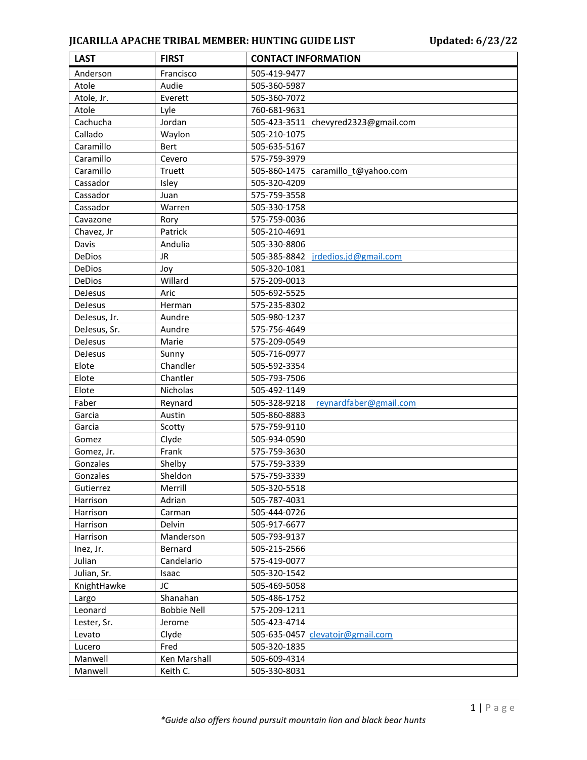# JICARILLA APACHE TRIBAL MEMBER: HUNTING GUIDE LIST

**Updated: 6/23/22**

| LAST | FIRST | CONTACT INFORMATION |
|---|---|---|
| Anderson | Francisco | 505-419-9477 |
| Atole | Audie | 505-360-5987 |
| Atole, Jr. | Everett | 505-360-7072 |
| Atole | Lyle | 760-681-9631 |
| Cachucha | Jordan | 505-423-3511 chevyred2323@gmail.com |
| Callado | Waylon | 505-210-1075 |
| Caramillo | Bert | 505-635-5167 |
| Caramillo | Cevero | 575-759-3979 |
| Caramillo | Truett | 505-860-1475 caramillo_t@yahoo.com |
| Cassador | Isley | 505-320-4209 |
| Cassador | Juan | 575-759-3558 |
| Cassador | Warren | 505-330-1758 |
| Cavazone | Rory | 575-759-0036 |
| Chavez, Jr | Patrick | 505-210-4691 |
| Davis | Andulia | 505-330-8806 |
| DeDios | JR | 505-385-8842 jrdedios.jd@gmail.com |
| DeDios | Joy | 505-320-1081 |
| DeDios | Willard | 575-209-0013 |
| DeJesus | Aric | 505-692-5525 |
| DeJesus | Herman | 575-235-8302 |
| DeJesus, Jr. | Aundre | 505-980-1237 |
| DeJesus, Sr. | Aundre | 575-756-4649 |
| DeJesus | Marie | 575-209-0549 |
| DeJesus | Sunny | 505-716-0977 |
| Elote | Chandler | 505-592-3354 |
| Elote | Chantler | 505-793-7506 |
| Elote | Nicholas | 505-492-1149 |
| Faber | Reynard | 505-328-9218 reynardfaber@gmail.com |
| Garcia | Austin | 505-860-8883 |
| Garcia | Scotty | 575-759-9110 |
| Gomez | Clyde | 505-934-0590 |
| Gomez, Jr. | Frank | 575-759-3630 |
| Gonzales | Shelby | 575-759-3339 |
| Gonzales | Sheldon | 575-759-3339 |
| Gutierrez | Merrill | 505-320-5518 |
| Harrison | Adrian | 505-787-4031 |
| Harrison | Carman | 505-444-0726 |
| Harrison | Delvin | 505-917-6677 |
| Harrison | Manderson | 505-793-9137 |
| Inez, Jr. | Bernard | 505-215-2566 |
| Julian | Candelario | 575-419-0077 |
| Julian, Sr. | Isaac | 505-320-1542 |
| KnightHawke | JC | 505-469-5058 |
| Largo | Shanahan | 505-486-1752 |
| Leonard | Bobbie Nell | 575-209-1211 |
| Lester, Sr. | Jerome | 505-423-4714 |
| Levato | Clyde | 505-635-0457 clevatojr@gmail.com |
| Lucero | Fred | 505-320-1835 |
| Manwell | Ken Marshall | 505-609-4314 |
| Manwell | Keith C. | 505-330-8031 |

*\*Guide also offers hound pursuit mountain lion and black bear hunts*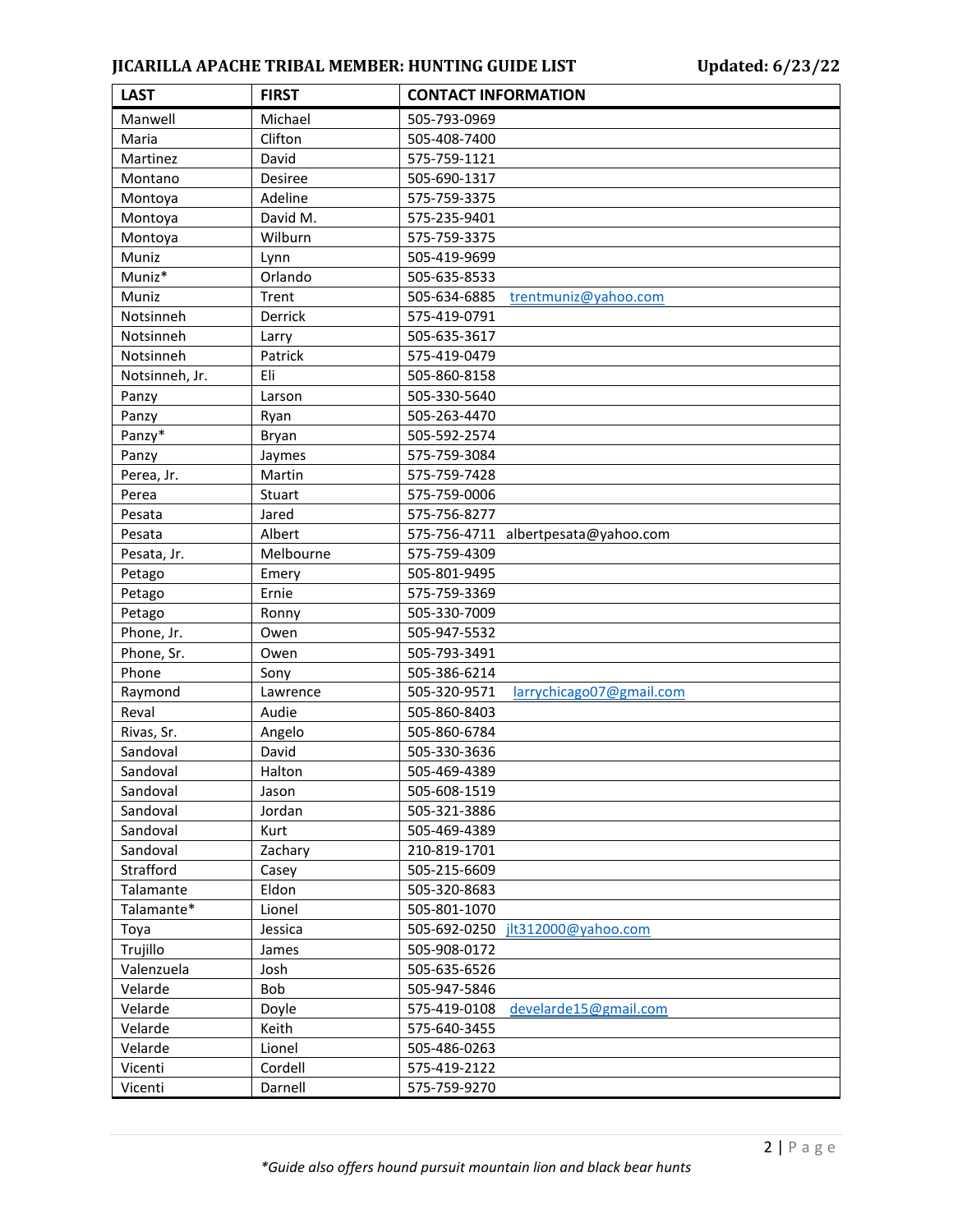## JICARILLA APACHE TRIBAL MEMBER: HUNTING GUIDE LIST

**Updated: 6/23/22**

| LAST | FIRST | CONTACT INFORMATION |
|---|---|---|
| Manwell | Michael | 505-793-0969 |
| Maria | Clifton | 505-408-7400 |
| Martinez | David | 575-759-1121 |
| Montano | Desiree | 505-690-1317 |
| Montoya | Adeline | 575-759-3375 |
| Montoya | David M. | 575-235-9401 |
| Montoya | Wilburn | 575-759-3375 |
| Muniz | Lynn | 505-419-9699 |
| Muniz* | Orlando | 505-635-8533 |
| Muniz | Trent | 505-634-6885 trentmuniz@yahoo.com |
| Notsinneh | Derrick | 575-419-0791 |
| Notsinneh | Larry | 505-635-3617 |
| Notsinneh | Patrick | 575-419-0479 |
| Notsinneh, Jr. | Eli | 505-860-8158 |
| Panzy | Larson | 505-330-5640 |
| Panzy | Ryan | 505-263-4470 |
| Panzy* | Bryan | 505-592-2574 |
| Panzy | Jaymes | 575-759-3084 |
| Perea, Jr. | Martin | 575-759-7428 |
| Perea | Stuart | 575-759-0006 |
| Pesata | Jared | 575-756-8277 |
| Pesata | Albert | 575-756-4711 albertpesata@yahoo.com |
| Pesata, Jr. | Melbourne | 575-759-4309 |
| Petago | Emery | 505-801-9495 |
| Petago | Ernie | 575-759-3369 |
| Petago | Ronny | 505-330-7009 |
| Phone, Jr. | Owen | 505-947-5532 |
| Phone, Sr. | Owen | 505-793-3491 |
| Phone | Sony | 505-386-6214 |
| Raymond | Lawrence | 505-320-9571 larrychicago07@gmail.com |
| Reval | Audie | 505-860-8403 |
| Rivas, Sr. | Angelo | 505-860-6784 |
| Sandoval | David | 505-330-3636 |
| Sandoval | Halton | 505-469-4389 |
| Sandoval | Jason | 505-608-1519 |
| Sandoval | Jordan | 505-321-3886 |
| Sandoval | Kurt | 505-469-4389 |
| Sandoval | Zachary | 210-819-1701 |
| Strafford | Casey | 505-215-6609 |
| Talamante | Eldon | 505-320-8683 |
| Talamante* | Lionel | 505-801-1070 |
| Toya | Jessica | 505-692-0250 jlt312000@yahoo.com |
| Trujillo | James | 505-908-0172 |
| Valenzuela | Josh | 505-635-6526 |
| Velarde | Bob | 505-947-5846 |
| Velarde | Doyle | 575-419-0108 develarde15@gmail.com |
| Velarde | Keith | 575-640-3455 |
| Velarde | Lionel | 505-486-0263 |
| Vicenti | Cordell | 575-419-2122 |
| Vicenti | Darnell | 575-759-9270 |

*\*Guide also offers hound pursuit mountain lion and black bear hunts*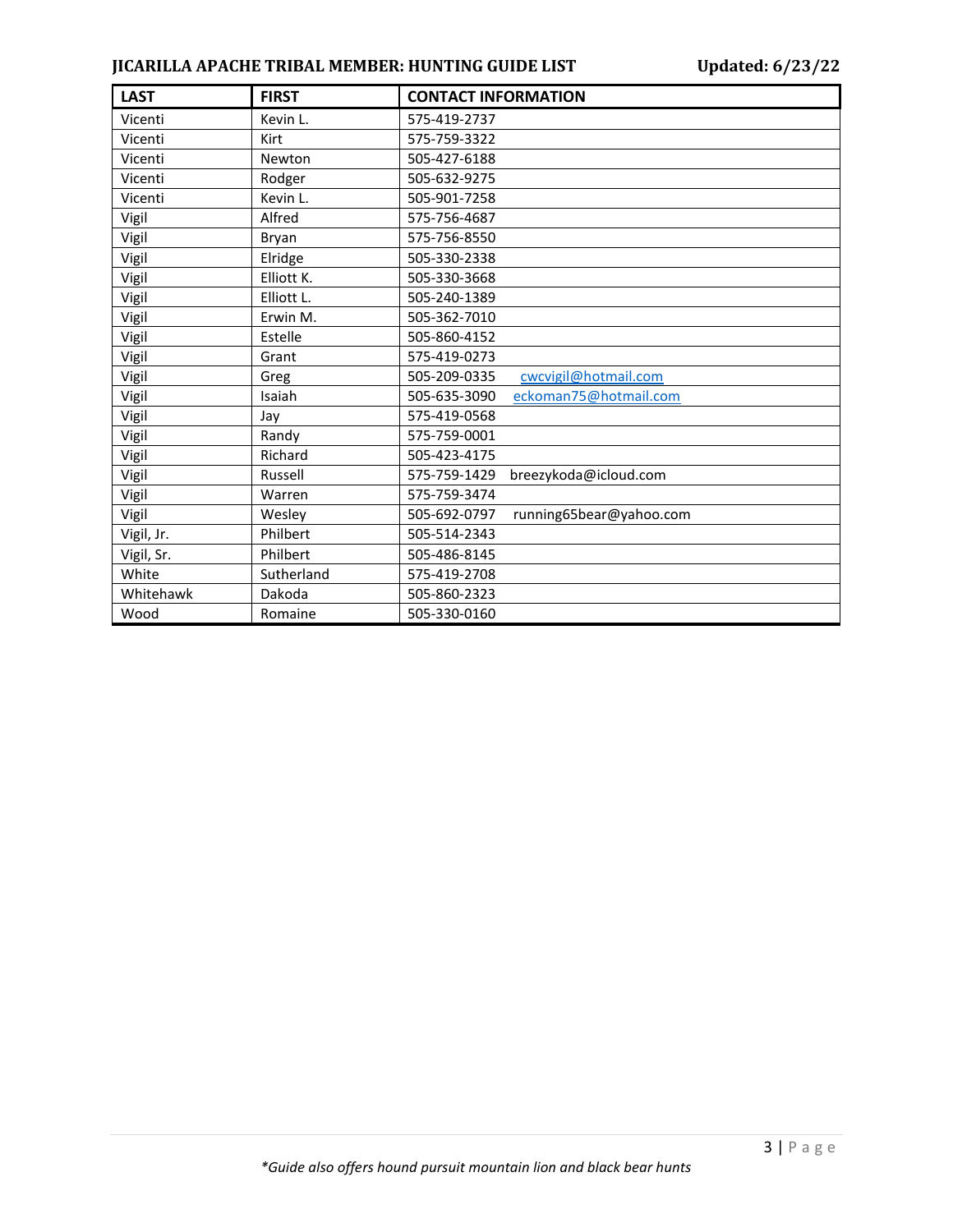**JICARILLA APACHE TRIBAL MEMBER: HUNTING GUIDE LIST** **Updated: 6/23/22**

| LAST | FIRST | CONTACT INFORMATION |
|---|---|---|
| Vicenti | Kevin L. | 575-419-2737 |
| Vicenti | Kirt | 575-759-3322 |
| Vicenti | Newton | 505-427-6188 |
| Vicenti | Rodger | 505-632-9275 |
| Vicenti | Kevin L. | 505-901-7258 |
| Vigil | Alfred | 575-756-4687 |
| Vigil | Bryan | 575-756-8550 |
| Vigil | Elridge | 505-330-2338 |
| Vigil | Elliott K. | 505-330-3668 |
| Vigil | Elliott L. | 505-240-1389 |
| Vigil | Erwin M. | 505-362-7010 |
| Vigil | Estelle | 505-860-4152 |
| Vigil | Grant | 575-419-0273 |
| Vigil | Greg | 505-209-0335 cwcvigil@hotmail.com |
| Vigil | Isaiah | 505-635-3090 eckoman75@hotmail.com |
| Vigil | Jay | 575-419-0568 |
| Vigil | Randy | 575-759-0001 |
| Vigil | Richard | 505-423-4175 |
| Vigil | Russell | 575-759-1429 breezykoda@icloud.com |
| Vigil | Warren | 575-759-3474 |
| Vigil | Wesley | 505-692-0797 running65bear@yahoo.com |
| Vigil, Jr. | Philbert | 505-514-2343 |
| Vigil, Sr. | Philbert | 505-486-8145 |
| White | Sutherland | 575-419-2708 |
| Whitehawk | Dakoda | 505-860-2323 |
| Wood | Romaine | 505-330-0160 |

*\*Guide also offers hound pursuit mountain lion and black bear hunts*